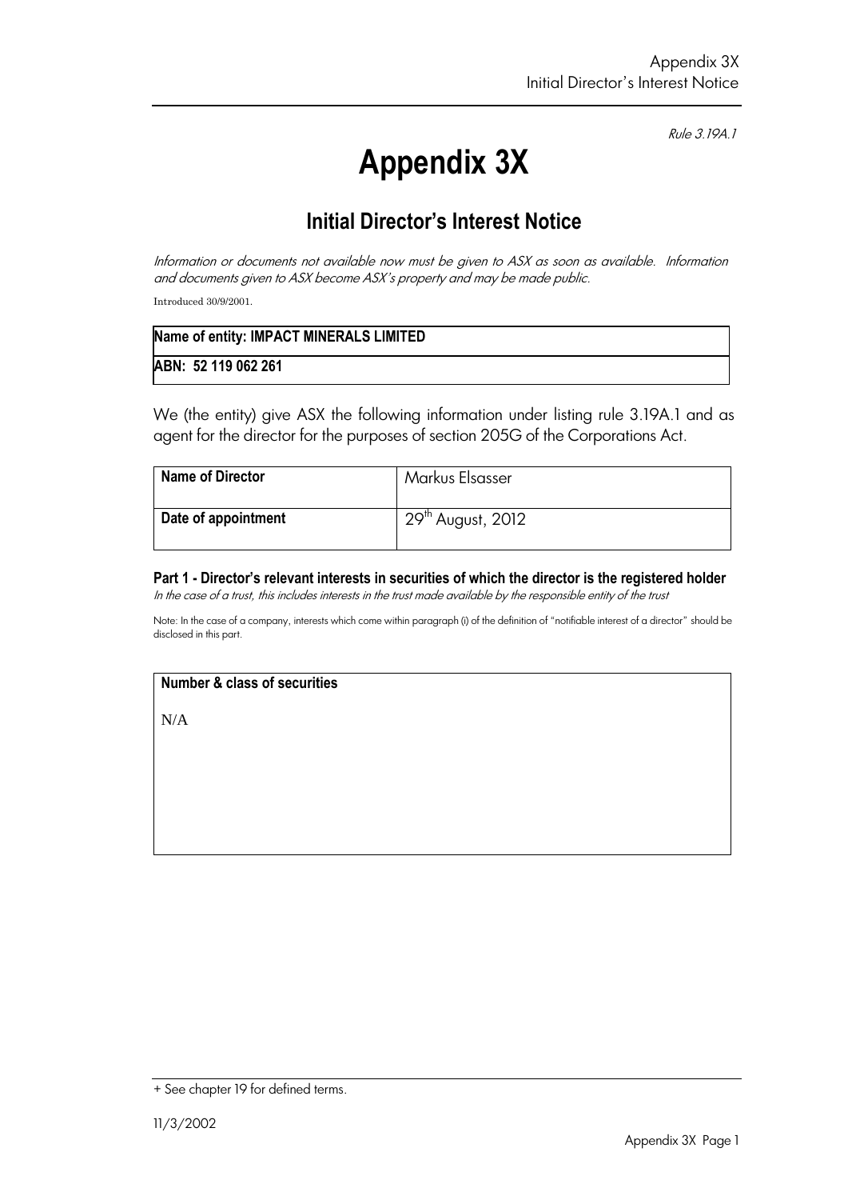*Rule 3.19A.1*

# Appendix 3X

## Initial Director's Interest Notice

*Information or documents not available now must be given to ASX as soon as available. Information and documents given to ASX become ASX's property and may be made public.*

Introduced 30/9/2001.

| **Name of entity: IMPACT MINERALS LIMITED** |
|---|
| **ABN: 52 119 062 261** |

We (the entity) give ASX the following information under listing rule 3.19A.1 and as agent for the director for the purposes of section 205G of the Corporations Act.

| **Name of Director** | Markus Elsasser |
|---|---|
| **Date of appointment** | 29th August, 2012 |

### Part 1 - Director's relevant interests in securities of which the director is the registered holder

*In the case of a trust, this includes interests in the trust made available by the responsible entity of the trust*

Note: In the case of a company, interests which come within paragraph (i) of the definition of "notifiable interest of a director" should be disclosed in this part.

| **Number & class of securities** |
|---|
| N/A |

+ See chapter 19 for defined terms.

11/3/2002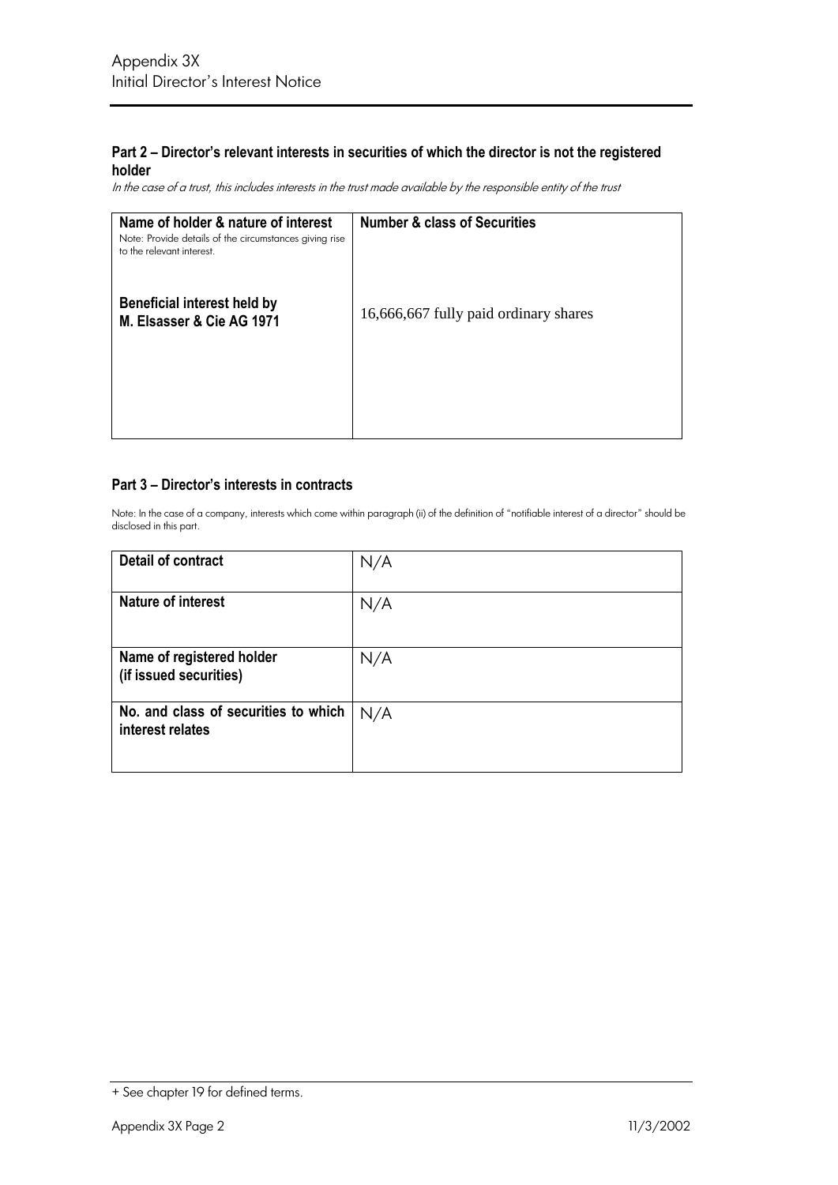## Part 2 – Director's relevant interests in securities of which the director is not the registered holder

*In the case of a trust, this includes interests in the trust made available by the responsible entity of the trust*

| Name of holder & nature of interest<br>Note: Provide details of the circumstances giving rise to the relevant interest. | Number & class of Securities |
|---|---|
| **Beneficial interest held by M. Elsasser & Cie AG 1971** | 16,666,667 fully paid ordinary shares |

## Part 3 – Director's interests in contracts

Note: In the case of a company, interests which come within paragraph (ii) of the definition of "notifiable interest of a director" should be disclosed in this part.

| | |
|---|---|
| **Detail of contract** | N/A |
| **Nature of interest** | N/A |
| **Name of registered holder (if issued securities)** | N/A |
| **No. and class of securities to which interest relates** | N/A |

+ See chapter 19 for defined terms.